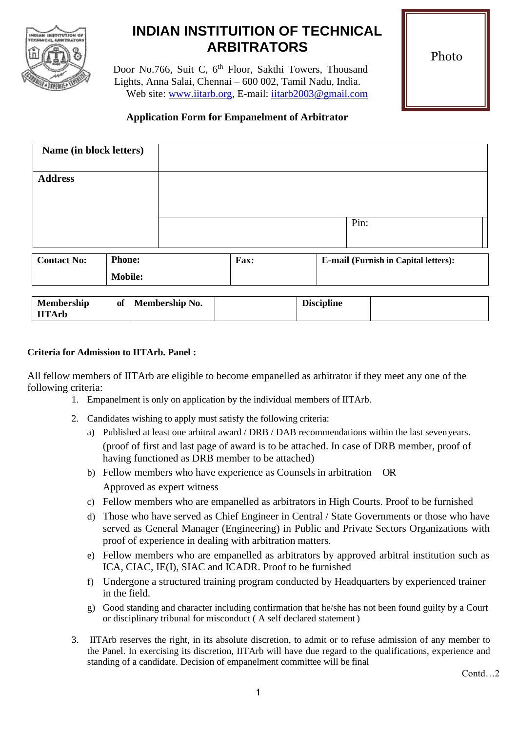# INDIAN INSTITUITION OF TECHNICAL ARBITRATORS

Door No.766, Suit C, 6th Floor, Sakthi Towers, Thousand Lights, Anna Salai, Chennai – 600 002, Tamil Nadu, India.
Web site: www.iitarb.org, E-mail: iitarb2003@gmail.com

Photo

**Application Form for Empanelment of Arbitrator**

| | | |
|---|---|---|
| **Name (in block letters)** | | |
| **Address** | | |
| | | Pin: |

| | | | |
|---|---|---|---|
| **Contact No:** | **Phone:**<br>**Mobile:** | **Fax:** | **E-mail (Furnish in Capital letters):** |

| | | | | |
|---|---|---|---|---|
| **Membership of IITArb** | **Membership No.** | | **Discipline** | |

**Criteria for Admission to IITArb. Panel :**

All fellow members of IITArb are eligible to become empanelled as arbitrator if they meet any one of the following criteria:

1. Empanelment is only on application by the individual members of IITArb.
2. Candidates wishing to apply must satisfy the following criteria:
   a) Published at least one arbitral award / DRB / DAB recommendations within the last seven years. (proof of first and last page of award is to be attached. In case of DRB member, proof of having functioned as DRB member to be attached)
   b) Fellow members who have experience as Counsels in arbitration OR Approved as expert witness
   c) Fellow members who are empanelled as arbitrators in High Courts. Proof to be furnished
   d) Those who have served as Chief Engineer in Central / State Governments or those who have served as General Manager (Engineering) in Public and Private Sectors Organizations with proof of experience in dealing with arbitration matters.
   e) Fellow members who are empanelled as arbitrators by approved arbitral institution such as ICA, CIAC, IE(I), SIAC and ICADR. Proof to be furnished
   f) Undergone a structured training program conducted by Headquarters by experienced trainer in the field.
   g) Good standing and character including confirmation that he/she has not been found guilty by a Court or disciplinary tribunal for misconduct ( A self declared statement )
3. IITArb reserves the right, in its absolute discretion, to admit or to refuse admission of any member to the Panel. In exercising its discretion, IITArb will have due regard to the qualifications, experience and standing of a candidate. Decision of empanelment committee will be final

Contd…2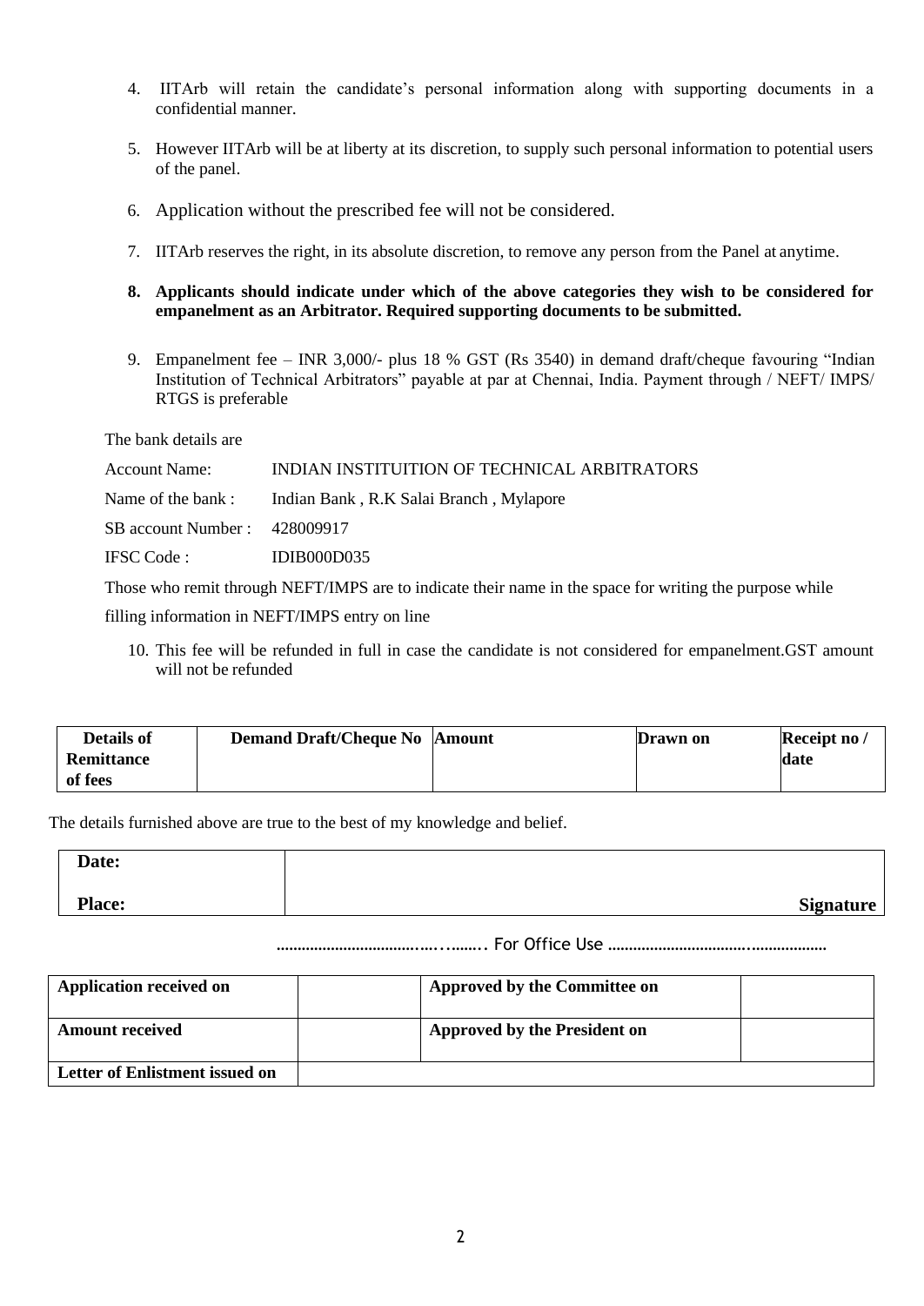4. IITArb will retain the candidate's personal information along with supporting documents in a confidential manner.

5. However IITArb will be at liberty at its discretion, to supply such personal information to potential users of the panel.

6. Application without the prescribed fee will not be considered.

7. IITArb reserves the right, in its absolute discretion, to remove any person from the Panel at anytime.

8. **Applicants should indicate under which of the above categories they wish to be considered for empanelment as an Arbitrator. Required supporting documents to be submitted.**

9. Empanelment fee – INR 3,000/- plus 18 % GST (Rs 3540) in demand draft/cheque favouring "Indian Institution of Technical Arbitrators" payable at par at Chennai, India. Payment through / NEFT/ IMPS/ RTGS is preferable

The bank details are

| | |
|---|---|
| Account Name: | INDIAN INSTIUITION OF TECHNICAL ARBITRATORS |
| Name of the bank : | Indian Bank , R.K Salai Branch , Mylapore |
| SB account Number : | 428009917 |
| IFSC Code : | IDIB000D035 |

Those who remit through NEFT/IMPS are to indicate their name in the space for writing the purpose while filling information in NEFT/IMPS entry on line

10. This fee will be refunded in full in case the candidate is not considered for empanelment.GST amount will not be refunded

| **Details of Remittance of fees** | **Demand Draft/Cheque No** | **Amount** | **Drawn on** | **Receipt no / date** |
|---|---|---|---|---|

The details furnished above are true to the best of my knowledge and belief.

| | |
|---|---|
| **Date:**<br><br>**Place:** | **Signature** |

……………………………..…..….... For Office Use ……………………………..……………

| | | | |
|---|---|---|---|
| **Application received on** | | **Approved by the Committee on** | |
| **Amount received** | | **Approved by the President on** | |
| **Letter of Enlistment issued on** | | | |